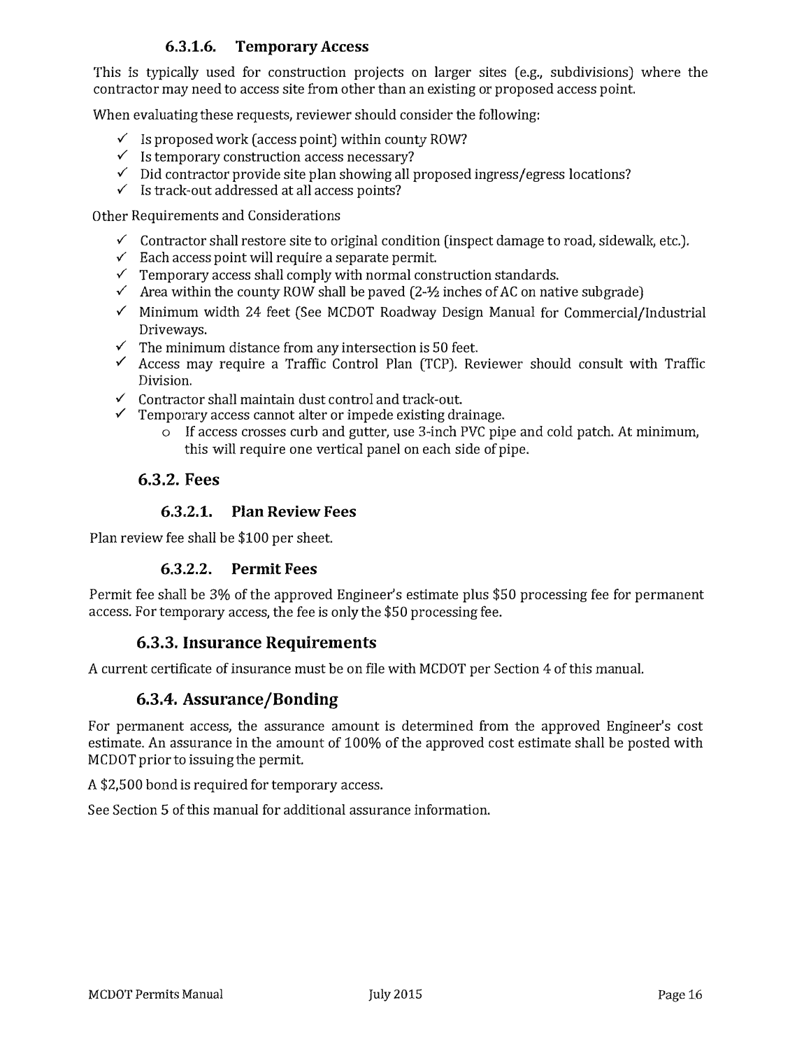#### 6.3.1.6. Temporary Access

This is typically used for construction projects on larger sites (e.g., subdivisions) where the contractor may need to access site from other than an existing or proposed access point.

When evaluating these requests, reviewer should consider the following:

- ✓ Is proposed work (access point) within county ROW?
- ✓ Is temporary construction access necessary?
- ✓ Did contractor provide site plan showing all proposed ingress/egress locations?
- ✓ Is track-out addressed at all access points?

Other Requirements and Considerations

- ✓ Contractor shall restore site to original condition (inspect damage to road, sidewalk, etc.).
- ✓ Each access point will require a separate permit.
- ✓ Temporary access shall comply with normal construction standards.
- ✓ Area within the county ROW shall be paved (2-½ inches of AC on native subgrade)
- ✓ Minimum width 24 feet (See MCDOT Roadway Design Manual for Commercial/Industrial Driveways.
- ✓ The minimum distance from any intersection is 50 feet.
- ✓ Access may require a Traffic Control Plan (TCP). Reviewer should consult with Traffic Division.
- ✓ Contractor shall maintain dust control and track-out.
- ✓ Temporary access cannot alter or impede existing drainage.
  - o If access crosses curb and gutter, use 3-inch PVC pipe and cold patch. At minimum, this will require one vertical panel on each side of pipe.

### 6.3.2. Fees

#### 6.3.2.1. Plan Review Fees

Plan review fee shall be $100 per sheet.

#### 6.3.2.2. Permit Fees

Permit fee shall be 3% of the approved Engineer's estimate plus $50 processing fee for permanent access. For temporary access, the fee is only the $50 processing fee.

### 6.3.3. Insurance Requirements

A current certificate of insurance must be on file with MCDOT per Section 4 of this manual.

### 6.3.4. Assurance/Bonding

For permanent access, the assurance amount is determined from the approved Engineer's cost estimate. An assurance in the amount of 100% of the approved cost estimate shall be posted with MCDOT prior to issuing the permit.

A $2,500 bond is required for temporary access.

See Section 5 of this manual for additional assurance information.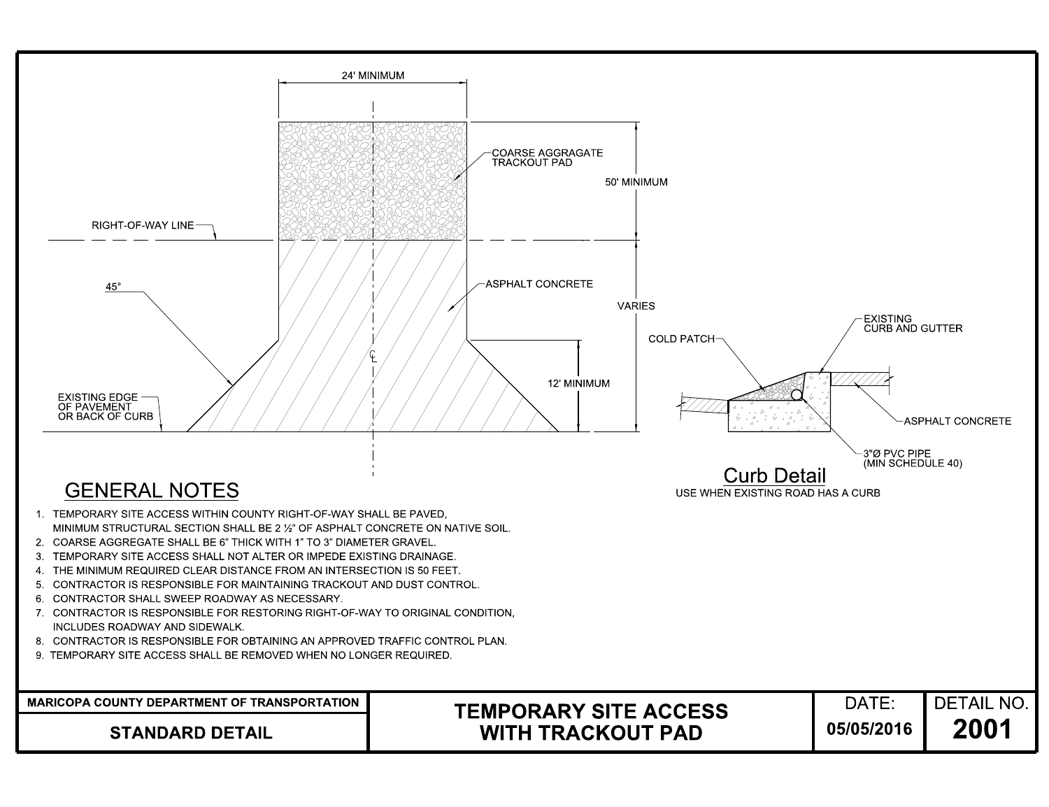24' MINIMUM

COARSE AGGRAGATE TRACKOUT PAD

50' MINIMUM

RIGHT-OF-WAY LINE

ASPHALT CONCRETE

VARIES

45°

12' MINIMUM

EXISTING EDGE OF PAVEMENT OR BACK OF CURB

EXISTING CURB AND GUTTER

COLD PATCH

ASPHALT CONCRETE

3"Ø PVC PIPE (MIN SCHEDULE 40)

## Curb Detail

USE WHEN EXISTING ROAD HAS A CURB

## GENERAL NOTES

1. TEMPORARY SITE ACCESS WITHIN COUNTY RIGHT-OF-WAY SHALL BE PAVED, MINIMUM STRUCTURAL SECTION SHALL BE 2 ½" OF ASPHALT CONCRETE ON NATIVE SOIL.
2. COARSE AGGREGATE SHALL BE 6" THICK WITH 1" TO 3" DIAMETER GRAVEL.
3. TEMPORARY SITE ACCESS SHALL NOT ALTER OR IMPEDE EXISTING DRAINAGE.
4. THE MINIMUM REQUIRED CLEAR DISTANCE FROM AN INTERSECTION IS 50 FEET.
5. CONTRACTOR IS RESPONSIBLE FOR MAINTAINING TRACKOUT AND DUST CONTROL.
6. CONTRACTOR SHALL SWEEP ROADWAY AS NECESSARY.
7. CONTRACTOR IS RESPONSIBLE FOR RESTORING RIGHT-OF-WAY TO ORIGINAL CONDITION, INCLUDES ROADWAY AND SIDEWALK.
8. CONTRACTOR IS RESPONSIBLE FOR OBTAINING AN APPROVED TRAFFIC CONTROL PLAN.
9. TEMPORARY SITE ACCESS SHALL BE REMOVED WHEN NO LONGER REQUIRED.

| MARICOPA COUNTY DEPARTMENT OF TRANSPORTATION | TEMPORARY SITE ACCESS WITH TRACKOUT PAD | DATE: | DETAIL NO. |
|---|---|---|---|
| **STANDARD DETAIL** | | **05/05/2016** | **2001** |